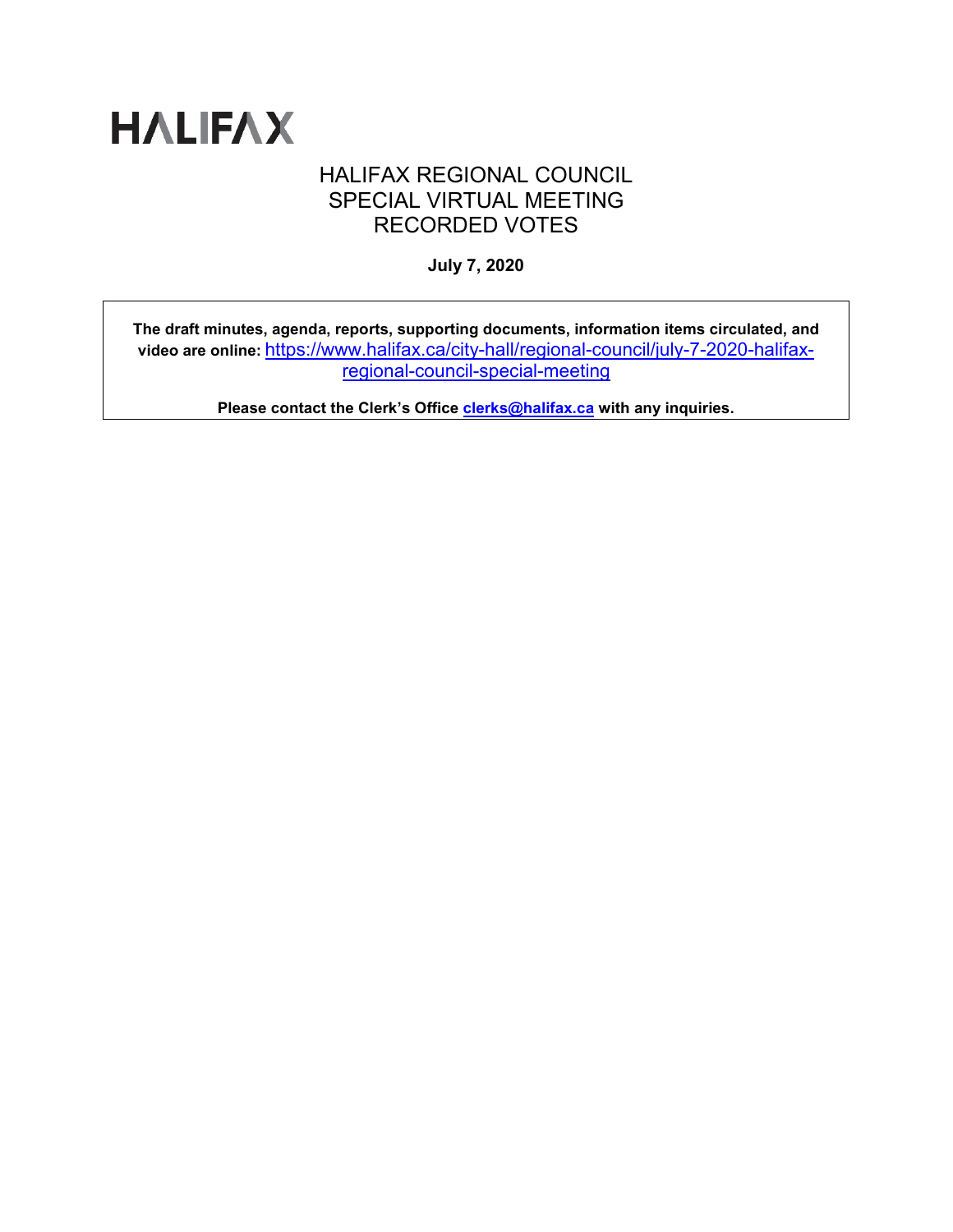# HALIFAX

HALIFAX REGIONAL COUNCIL
SPECIAL VIRTUAL MEETING
RECORDED VOTES

**July 7, 2020**

**The draft minutes, agenda, reports, supporting documents, information items circulated, and video are online:** https://www.halifax.ca/city-hall/regional-council/july-7-2020-halifax-regional-council-special-meeting

**Please contact the Clerk's Office clerks@halifax.ca with any inquiries.**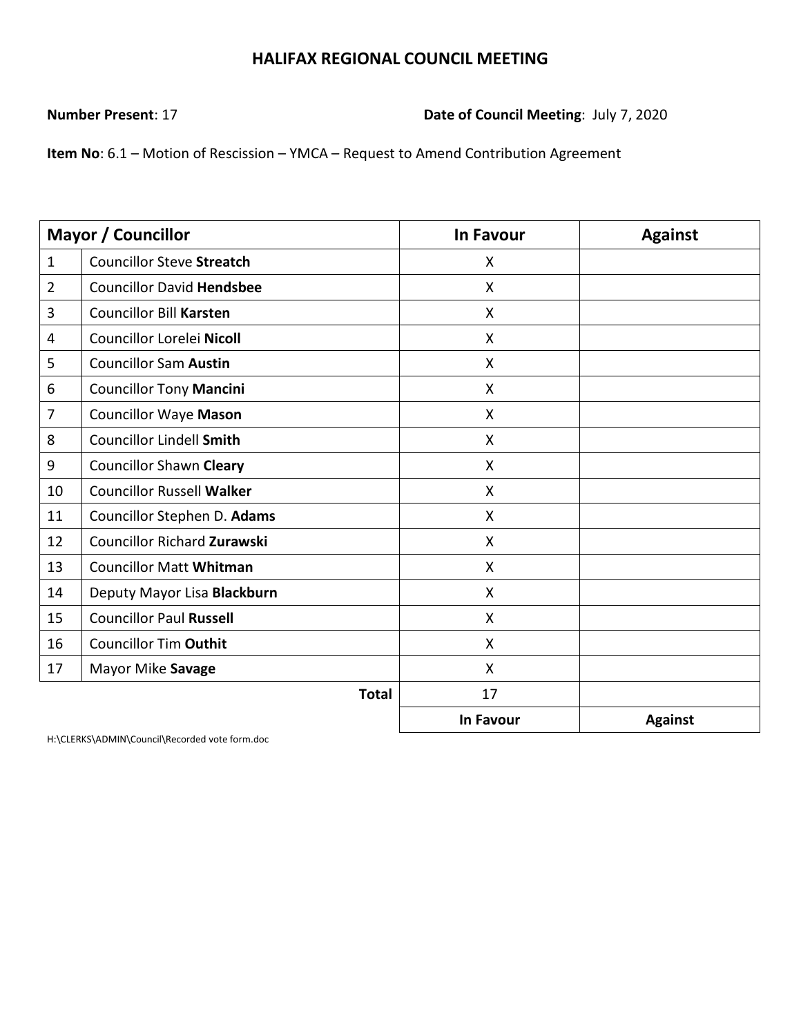# HALIFAX REGIONAL COUNCIL MEETING

**Number Present**: 17 **Date of Council Meeting**: July 7, 2020

**Item No**: 6.1 – Motion of Rescission – YMCA – Request to Amend Contribution Agreement

| Mayor / Councillor | | In Favour | Against |
|---|---|---|---|
| 1 | Councillor Steve **Streatch** | X | |
| 2 | Councillor David **Hendsbee** | X | |
| 3 | Councillor Bill **Karsten** | X | |
| 4 | Councillor Lorelei **Nicoll** | X | |
| 5 | Councillor Sam **Austin** | X | |
| 6 | Councillor Tony **Mancini** | X | |
| 7 | Councillor Waye **Mason** | X | |
| 8 | Councillor Lindell **Smith** | X | |
| 9 | Councillor Shawn **Cleary** | X | |
| 10 | Councillor Russell **Walker** | X | |
| 11 | Councillor Stephen D. **Adams** | X | |
| 12 | Councillor Richard **Zurawski** | X | |
| 13 | Councillor Matt **Whitman** | X | |
| 14 | Deputy Mayor Lisa **Blackburn** | X | |
| 15 | Councillor Paul **Russell** | X | |
| 16 | Councillor Tim **Outhit** | X | |
| 17 | Mayor Mike **Savage** | X | |
| | **Total** | 17 | |
| | | **In Favour** | **Against** |

H:\CLERKS\ADMIN\Council\Recorded vote form.doc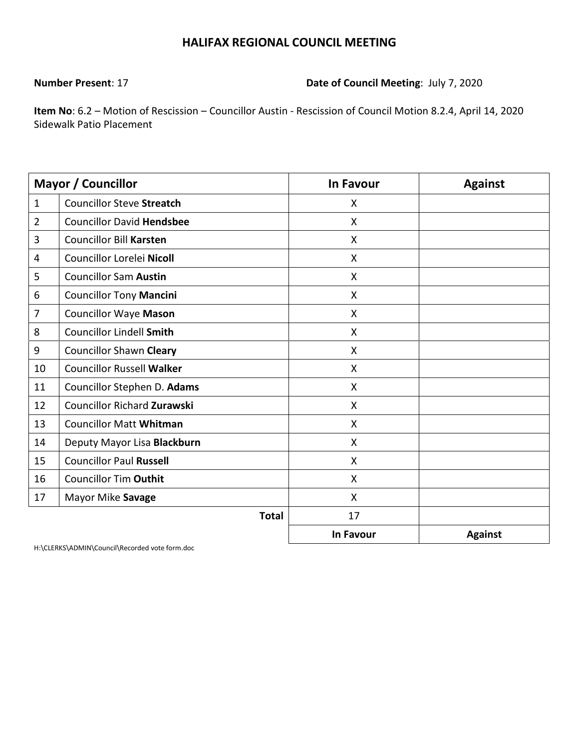# HALIFAX REGIONAL COUNCIL MEETING

**Number Present**: 17 **Date of Council Meeting**: July 7, 2020

**Item No**: 6.2 – Motion of Rescission – Councillor Austin - Rescission of Council Motion 8.2.4, April 14, 2020 Sidewalk Patio Placement

| Mayor / Councillor | | In Favour | Against |
|---|---|---|---|
| 1 | Councillor Steve **Streatch** | X | |
| 2 | Councillor David **Hendsbee** | X | |
| 3 | Councillor Bill **Karsten** | X | |
| 4 | Councillor Lorelei **Nicoll** | X | |
| 5 | Councillor Sam **Austin** | X | |
| 6 | Councillor Tony **Mancini** | X | |
| 7 | Councillor Waye **Mason** | X | |
| 8 | Councillor Lindell **Smith** | X | |
| 9 | Councillor Shawn **Cleary** | X | |
| 10 | Councillor Russell **Walker** | X | |
| 11 | Councillor Stephen D. **Adams** | X | |
| 12 | Councillor Richard **Zurawski** | X | |
| 13 | Councillor Matt **Whitman** | X | |
| 14 | Deputy Mayor Lisa **Blackburn** | X | |
| 15 | Councillor Paul **Russell** | X | |
| 16 | Councillor Tim **Outhit** | X | |
| 17 | Mayor Mike **Savage** | X | |
| | **Total** | 17 | |
| | | **In Favour** | **Against** |

H:\CLERKS\ADMIN\Council\Recorded vote form.doc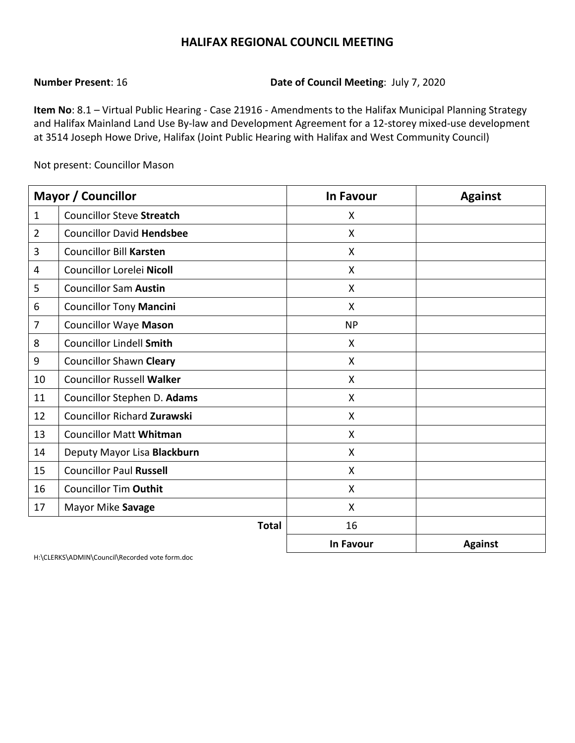# HALIFAX REGIONAL COUNCIL MEETING

**Number Present**: 16

**Date of Council Meeting**: July 7, 2020

**Item No**: 8.1 – Virtual Public Hearing - Case 21916 - Amendments to the Halifax Municipal Planning Strategy and Halifax Mainland Land Use By-law and Development Agreement for a 12-storey mixed-use development at 3514 Joseph Howe Drive, Halifax (Joint Public Hearing with Halifax and West Community Council)

Not present: Councillor Mason

| Mayor / Councillor | | In Favour | Against |
|---|---|---|---|
| 1 | Councillor Steve **Streatch** | X | |
| 2 | Councillor David **Hendsbee** | X | |
| 3 | Councillor Bill **Karsten** | X | |
| 4 | Councillor Lorelei **Nicoll** | X | |
| 5 | Councillor Sam **Austin** | X | |
| 6 | Councillor Tony **Mancini** | X | |
| 7 | Councillor Waye **Mason** | NP | |
| 8 | Councillor Lindell **Smith** | X | |
| 9 | Councillor Shawn **Cleary** | X | |
| 10 | Councillor Russell **Walker** | X | |
| 11 | Councillor Stephen D. **Adams** | X | |
| 12 | Councillor Richard **Zurawski** | X | |
| 13 | Councillor Matt **Whitman** | X | |
| 14 | Deputy Mayor Lisa **Blackburn** | X | |
| 15 | Councillor Paul **Russell** | X | |
| 16 | Councillor Tim **Outhit** | X | |
| 17 | Mayor Mike **Savage** | X | |
| | **Total** | 16 | |
| | | **In Favour** | **Against** |

H:\CLERKS\ADMIN\Council\Recorded vote form.doc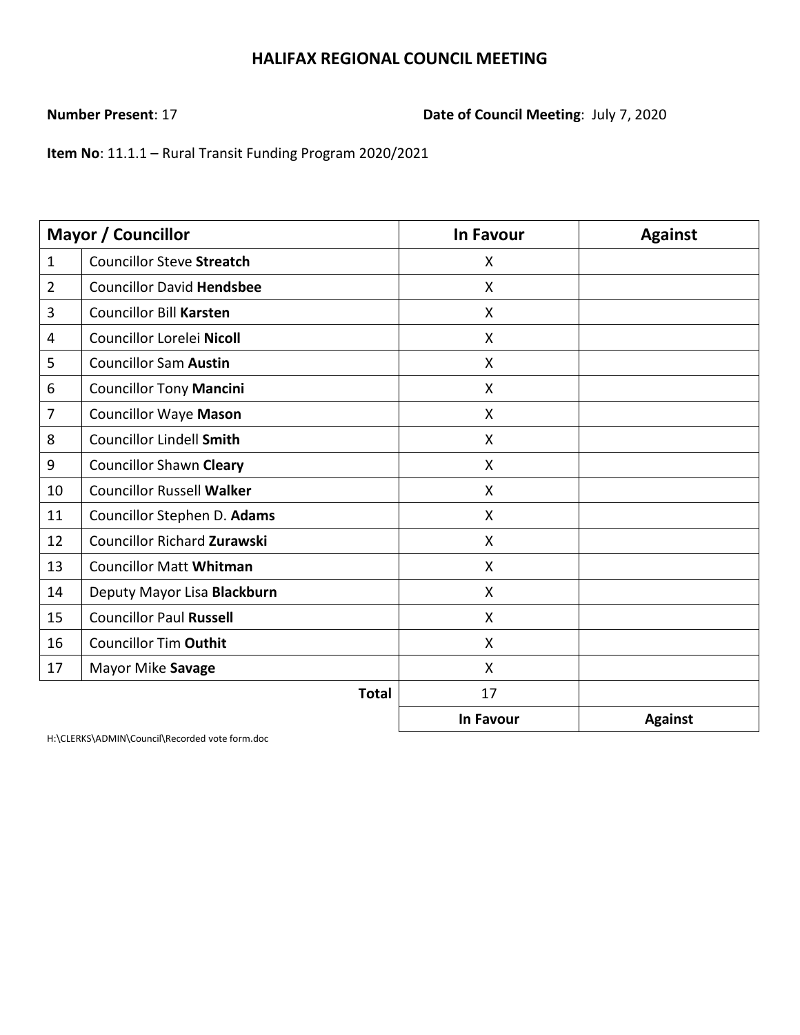# HALIFAX REGIONAL COUNCIL MEETING

**Number Present**: 17 **Date of Council Meeting**: July 7, 2020

**Item No**: 11.1.1 – Rural Transit Funding Program 2020/2021

| Mayor / Councillor | | In Favour | Against |
|---|---|---|---|
| 1 | Councillor Steve **Streatch** | X | |
| 2 | Councillor David **Hendsbee** | X | |
| 3 | Councillor Bill **Karsten** | X | |
| 4 | Councillor Lorelei **Nicoll** | X | |
| 5 | Councillor Sam **Austin** | X | |
| 6 | Councillor Tony **Mancini** | X | |
| 7 | Councillor Waye **Mason** | X | |
| 8 | Councillor Lindell **Smith** | X | |
| 9 | Councillor Shawn **Cleary** | X | |
| 10 | Councillor Russell **Walker** | X | |
| 11 | Councillor Stephen D. **Adams** | X | |
| 12 | Councillor Richard **Zurawski** | X | |
| 13 | Councillor Matt **Whitman** | X | |
| 14 | Deputy Mayor Lisa **Blackburn** | X | |
| 15 | Councillor Paul **Russell** | X | |
| 16 | Councillor Tim **Outhit** | X | |
| 17 | Mayor Mike **Savage** | X | |
| | **Total** | 17 | |
| | | **In Favour** | **Against** |

H:\CLERKS\ADMIN\Council\Recorded vote form.doc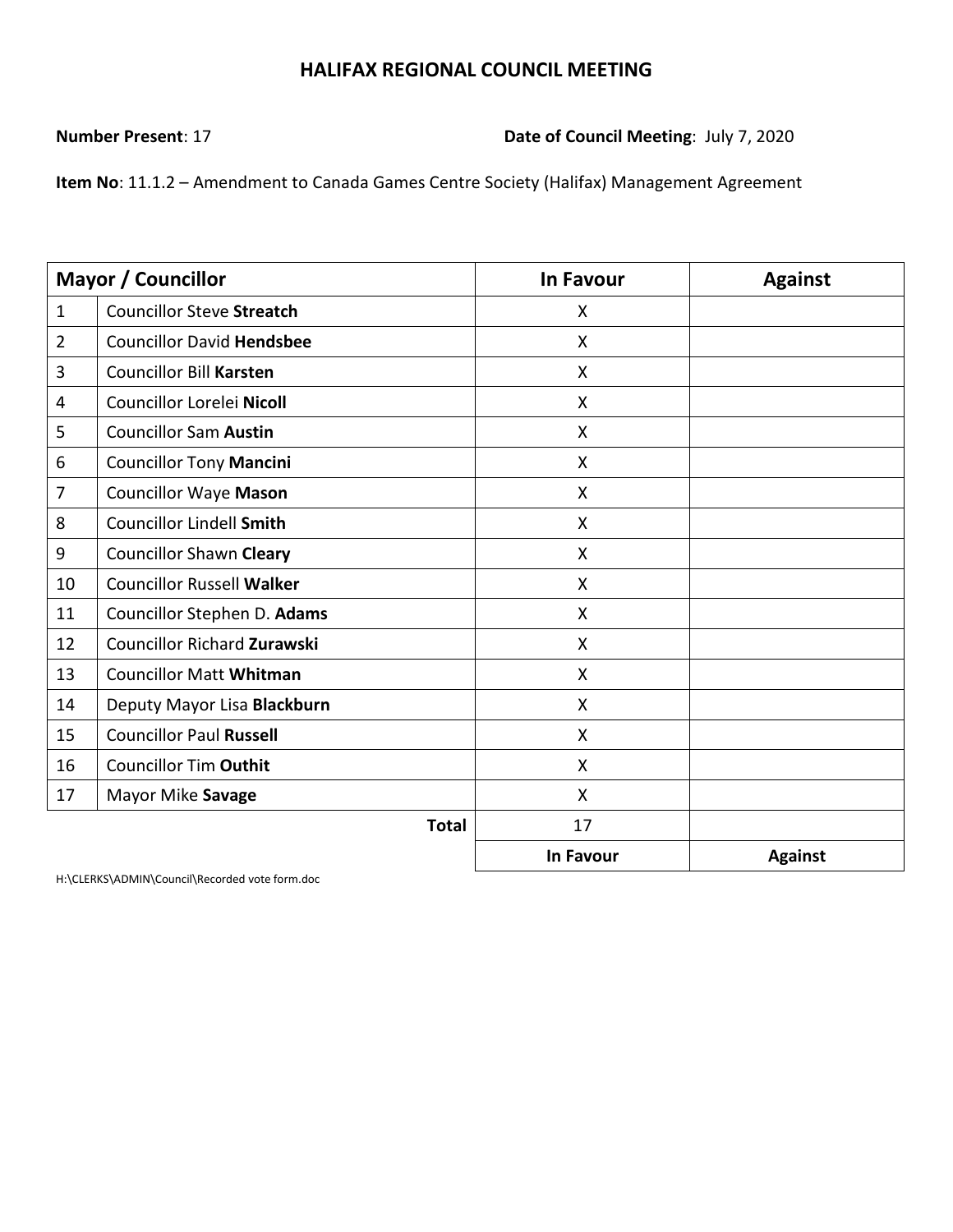## HALIFAX REGIONAL COUNCIL MEETING

**Number Present**: 17 **Date of Council Meeting**: July 7, 2020

**Item No**: 11.1.2 – Amendment to Canada Games Centre Society (Halifax) Management Agreement

| Mayor / Councillor | | In Favour | Against |
|---|---|---|---|
| 1 | Councillor Steve **Streatch** | X | |
| 2 | Councillor David **Hendsbee** | X | |
| 3 | Councillor Bill **Karsten** | X | |
| 4 | Councillor Lorelei **Nicoll** | X | |
| 5 | Councillor Sam **Austin** | X | |
| 6 | Councillor Tony **Mancini** | X | |
| 7 | Councillor Waye **Mason** | X | |
| 8 | Councillor Lindell **Smith** | X | |
| 9 | Councillor Shawn **Cleary** | X | |
| 10 | Councillor Russell **Walker** | X | |
| 11 | Councillor Stephen D. **Adams** | X | |
| 12 | Councillor Richard **Zurawski** | X | |
| 13 | Councillor Matt **Whitman** | X | |
| 14 | Deputy Mayor Lisa **Blackburn** | X | |
| 15 | Councillor Paul **Russell** | X | |
| 16 | Councillor Tim **Outhit** | X | |
| 17 | Mayor Mike **Savage** | X | |
| | **Total** | 17 | |
| | | **In Favour** | **Against** |

H:\CLERKS\ADMIN\Council\Recorded vote form.doc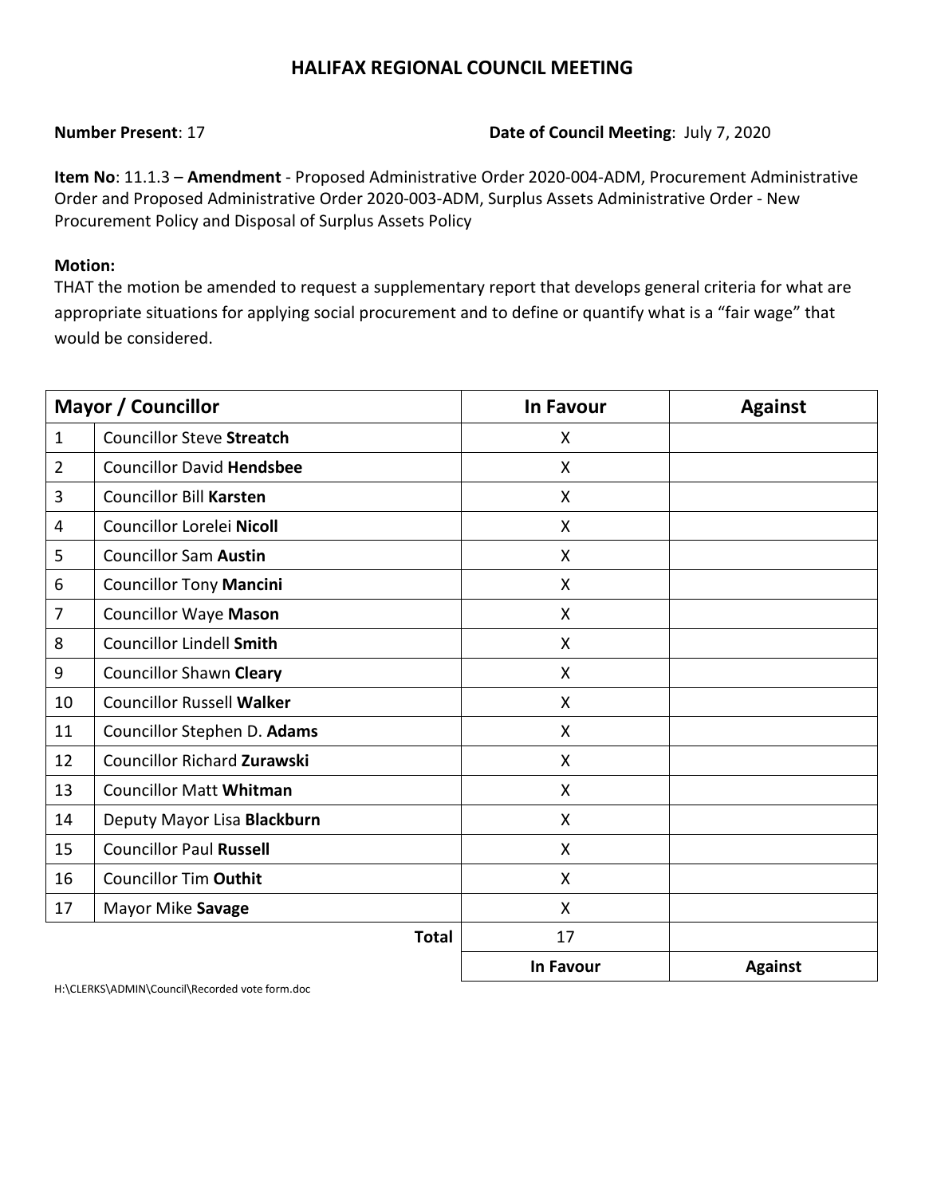# HALIFAX REGIONAL COUNCIL MEETING

**Number Present**: 17 **Date of Council Meeting**: July 7, 2020

**Item No**: 11.1.3 – **Amendment** - Proposed Administrative Order 2020-004-ADM, Procurement Administrative Order and Proposed Administrative Order 2020-003-ADM, Surplus Assets Administrative Order - New Procurement Policy and Disposal of Surplus Assets Policy

**Motion:**
THAT the motion be amended to request a supplementary report that develops general criteria for what are appropriate situations for applying social procurement and to define or quantify what is a "fair wage" that would be considered.

| Mayor / Councillor | | In Favour | Against |
|---|---|---|---|
| 1 | Councillor Steve **Streatch** | X | |
| 2 | Councillor David **Hendsbee** | X | |
| 3 | Councillor Bill **Karsten** | X | |
| 4 | Councillor Lorelei **Nicoll** | X | |
| 5 | Councillor Sam **Austin** | X | |
| 6 | Councillor Tony **Mancini** | X | |
| 7 | Councillor Waye **Mason** | X | |
| 8 | Councillor Lindell **Smith** | X | |
| 9 | Councillor Shawn **Cleary** | X | |
| 10 | Councillor Russell **Walker** | X | |
| 11 | Councillor Stephen D. **Adams** | X | |
| 12 | Councillor Richard **Zurawski** | X | |
| 13 | Councillor Matt **Whitman** | X | |
| 14 | Deputy Mayor Lisa **Blackburn** | X | |
| 15 | Councillor Paul **Russell** | X | |
| 16 | Councillor Tim **Outhit** | X | |
| 17 | Mayor Mike **Savage** | X | |
| | **Total** | 17 | |
| | | **In Favour** | **Against** |

H:\CLERKS\ADMIN\Council\Recorded vote form.doc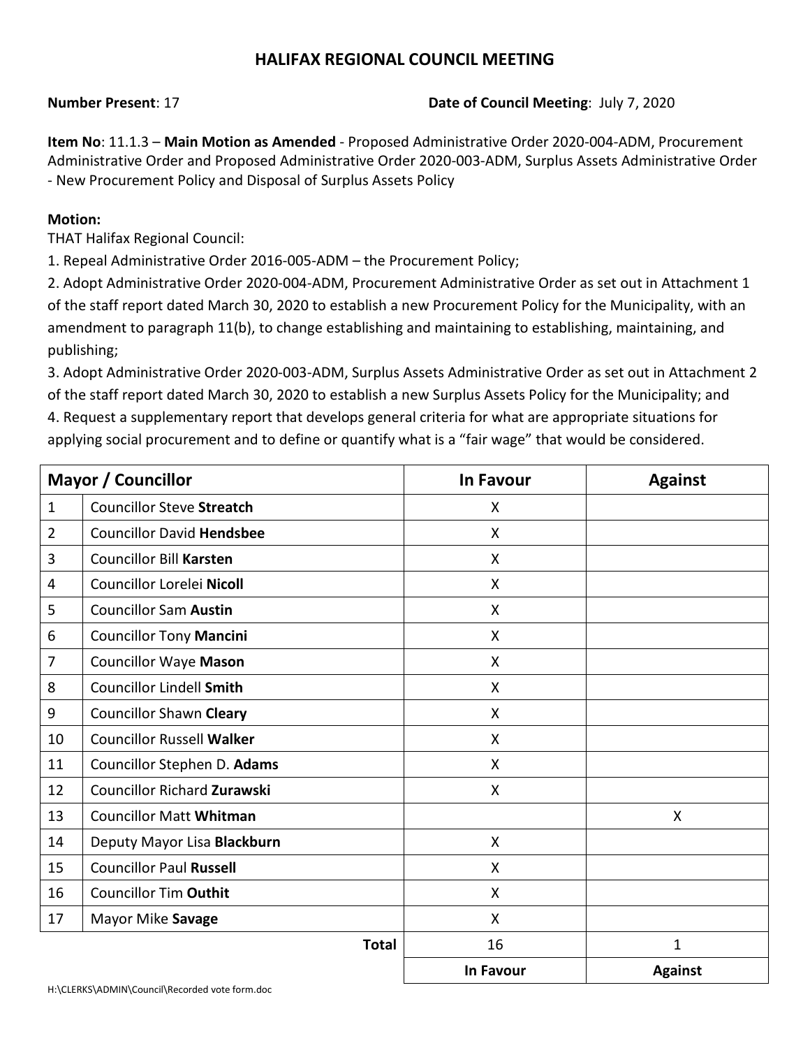# HALIFAX REGIONAL COUNCIL MEETING

**Number Present**: 17 **Date of Council Meeting**: July 7, 2020

**Item No**: 11.1.3 – **Main Motion as Amended** - Proposed Administrative Order 2020-004-ADM, Procurement Administrative Order and Proposed Administrative Order 2020-003-ADM, Surplus Assets Administrative Order - New Procurement Policy and Disposal of Surplus Assets Policy

**Motion:**
THAT Halifax Regional Council:
1. Repeal Administrative Order 2016-005-ADM – the Procurement Policy;
2. Adopt Administrative Order 2020-004-ADM, Procurement Administrative Order as set out in Attachment 1 of the staff report dated March 30, 2020 to establish a new Procurement Policy for the Municipality, with an amendment to paragraph 11(b), to change establishing and maintaining to establishing, maintaining, and publishing;
3. Adopt Administrative Order 2020-003-ADM, Surplus Assets Administrative Order as set out in Attachment 2 of the staff report dated March 30, 2020 to establish a new Surplus Assets Policy for the Municipality; and
4. Request a supplementary report that develops general criteria for what are appropriate situations for applying social procurement and to define or quantify what is a "fair wage" that would be considered.

| Mayor / Councillor | | In Favour | Against |
|---|---|---|---|
| 1 | Councillor Steve **Streatch** | X | |
| 2 | Councillor David **Hendsbee** | X | |
| 3 | Councillor Bill **Karsten** | X | |
| 4 | Councillor Lorelei **Nicoll** | X | |
| 5 | Councillor Sam **Austin** | X | |
| 6 | Councillor Tony **Mancini** | X | |
| 7 | Councillor Waye **Mason** | X | |
| 8 | Councillor Lindell **Smith** | X | |
| 9 | Councillor Shawn **Cleary** | X | |
| 10 | Councillor Russell **Walker** | X | |
| 11 | Councillor Stephen D. **Adams** | X | |
| 12 | Councillor Richard **Zurawski** | X | |
| 13 | Councillor Matt **Whitman** | | X |
| 14 | Deputy Mayor Lisa **Blackburn** | X | |
| 15 | Councillor Paul **Russell** | X | |
| 16 | Councillor Tim **Outhit** | X | |
| 17 | Mayor Mike **Savage** | X | |
| | **Total** | 16 | 1 |
| | | **In Favour** | **Against** |

H:\CLERKS\ADMIN\Council\Recorded vote form.doc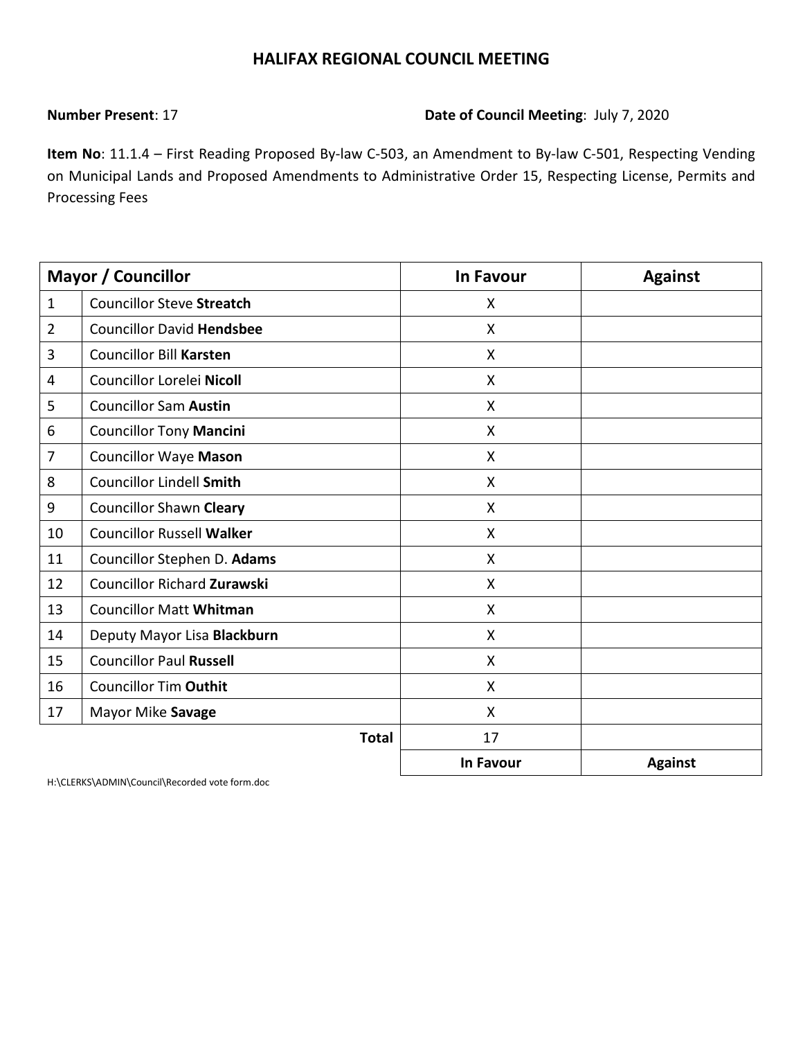# HALIFAX REGIONAL COUNCIL MEETING

**Number Present**: 17 **Date of Council Meeting**: July 7, 2020

**Item No**: 11.1.4 – First Reading Proposed By-law C-503, an Amendment to By-law C-501, Respecting Vending on Municipal Lands and Proposed Amendments to Administrative Order 15, Respecting License, Permits and Processing Fees

| Mayor / Councillor | | In Favour | Against |
|---|---|---|---|
| 1 | Councillor Steve **Streatch** | X | |
| 2 | Councillor David **Hendsbee** | X | |
| 3 | Councillor Bill **Karsten** | X | |
| 4 | Councillor Lorelei **Nicoll** | X | |
| 5 | Councillor Sam **Austin** | X | |
| 6 | Councillor Tony **Mancini** | X | |
| 7 | Councillor Waye **Mason** | X | |
| 8 | Councillor Lindell **Smith** | X | |
| 9 | Councillor Shawn **Cleary** | X | |
| 10 | Councillor Russell **Walker** | X | |
| 11 | Councillor Stephen D. **Adams** | X | |
| 12 | Councillor Richard **Zurawski** | X | |
| 13 | Councillor Matt **Whitman** | X | |
| 14 | Deputy Mayor Lisa **Blackburn** | X | |
| 15 | Councillor Paul **Russell** | X | |
| 16 | Councillor Tim **Outhit** | X | |
| 17 | Mayor Mike **Savage** | X | |
| | **Total** | 17 | |
| | | **In Favour** | **Against** |

H:\CLERKS\ADMIN\Council\Recorded vote form.doc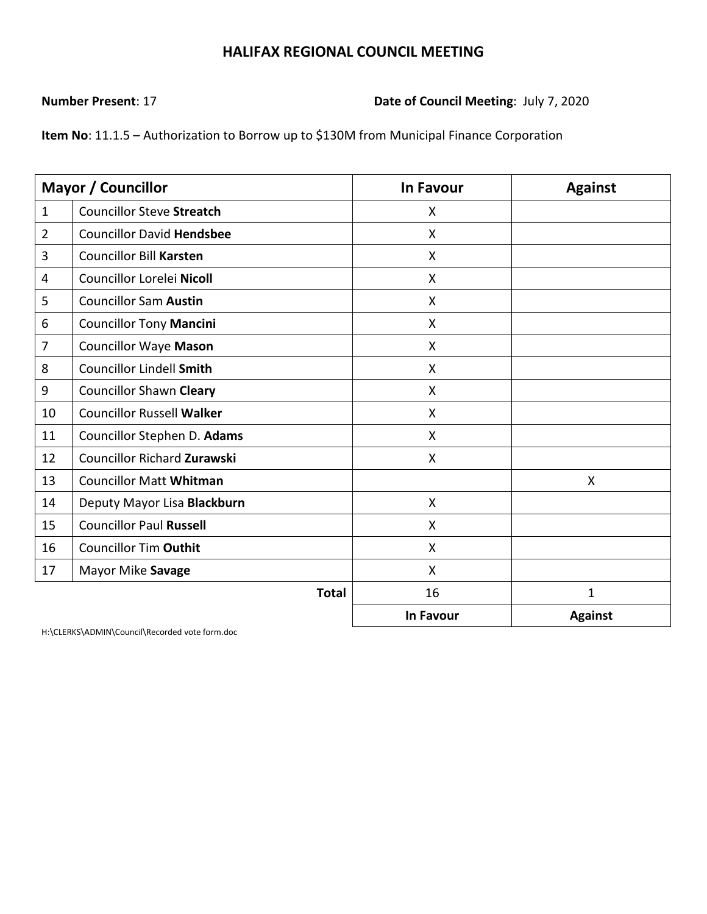# HALIFAX REGIONAL COUNCIL MEETING

**Number Present**: 17 **Date of Council Meeting**: July 7, 2020

**Item No**: 11.1.5 – Authorization to Borrow up to $130M from Municipal Finance Corporation

| Mayor / Councillor | | In Favour | Against |
|---|---|---|---|
| 1 | Councillor Steve **Streatch** | X | |
| 2 | Councillor David **Hendsbee** | X | |
| 3 | Councillor Bill **Karsten** | X | |
| 4 | Councillor Lorelei **Nicoll** | X | |
| 5 | Councillor Sam **Austin** | X | |
| 6 | Councillor Tony **Mancini** | X | |
| 7 | Councillor Waye **Mason** | X | |
| 8 | Councillor Lindell **Smith** | X | |
| 9 | Councillor Shawn **Cleary** | X | |
| 10 | Councillor Russell **Walker** | X | |
| 11 | Councillor Stephen D. **Adams** | X | |
| 12 | Councillor Richard **Zurawski** | X | |
| 13 | Councillor Matt **Whitman** | | X |
| 14 | Deputy Mayor Lisa **Blackburn** | X | |
| 15 | Councillor Paul **Russell** | X | |
| 16 | Councillor Tim **Outhit** | X | |
| 17 | Mayor Mike **Savage** | X | |
| | **Total** | 16 | 1 |
| | | **In Favour** | **Against** |

H:\CLERKS\ADMIN\Council\Recorded vote form.doc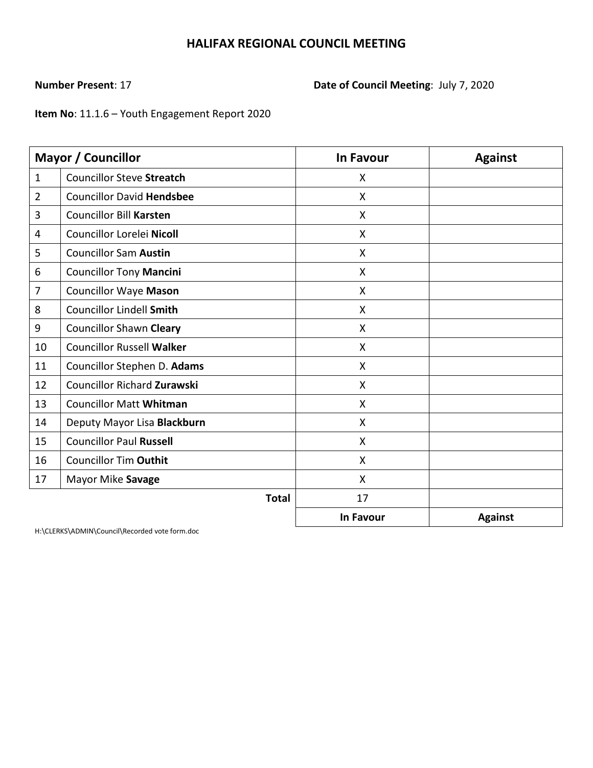# HALIFAX REGIONAL COUNCIL MEETING

**Number Present**: 17

**Date of Council Meeting**: July 7, 2020

**Item No**: 11.1.6 – Youth Engagement Report 2020

| Mayor / Councillor | | In Favour | Against |
|---|---|---|---|
| 1 | Councillor Steve **Streatch** | X | |
| 2 | Councillor David **Hendsbee** | X | |
| 3 | Councillor Bill **Karsten** | X | |
| 4 | Councillor Lorelei **Nicoll** | X | |
| 5 | Councillor Sam **Austin** | X | |
| 6 | Councillor Tony **Mancini** | X | |
| 7 | Councillor Waye **Mason** | X | |
| 8 | Councillor Lindell **Smith** | X | |
| 9 | Councillor Shawn **Cleary** | X | |
| 10 | Councillor Russell **Walker** | X | |
| 11 | Councillor Stephen D. **Adams** | X | |
| 12 | Councillor Richard **Zurawski** | X | |
| 13 | Councillor Matt **Whitman** | X | |
| 14 | Deputy Mayor Lisa **Blackburn** | X | |
| 15 | Councillor Paul **Russell** | X | |
| 16 | Councillor Tim **Outhit** | X | |
| 17 | Mayor Mike **Savage** | X | |
| | **Total** | 17 | |
| | | **In Favour** | **Against** |

H:\CLERKS\ADMIN\Council\Recorded vote form.doc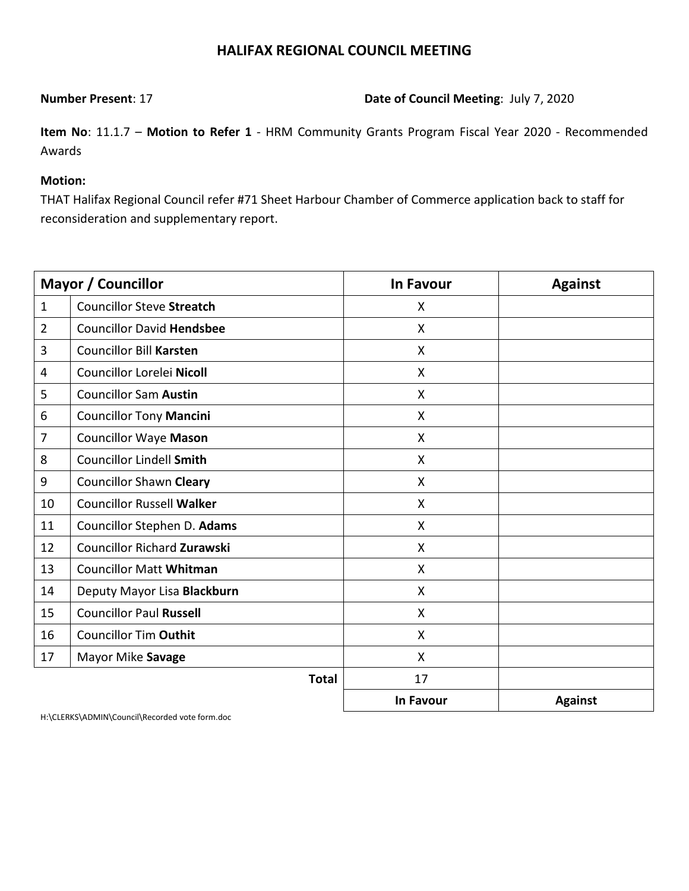# HALIFAX REGIONAL COUNCIL MEETING

**Number Present**: 17

**Date of Council Meeting**: July 7, 2020

**Item No**: 11.1.7 – **Motion to Refer 1** - HRM Community Grants Program Fiscal Year 2020 - Recommended Awards

**Motion:**

THAT Halifax Regional Council refer #71 Sheet Harbour Chamber of Commerce application back to staff for reconsideration and supplementary report.

| Mayor / Councillor | | In Favour | Against |
|---|---|---|---|
| 1 | Councillor Steve **Streatch** | X | |
| 2 | Councillor David **Hendsbee** | X | |
| 3 | Councillor Bill **Karsten** | X | |
| 4 | Councillor Lorelei **Nicoll** | X | |
| 5 | Councillor Sam **Austin** | X | |
| 6 | Councillor Tony **Mancini** | X | |
| 7 | Councillor Waye **Mason** | X | |
| 8 | Councillor Lindell **Smith** | X | |
| 9 | Councillor Shawn **Cleary** | X | |
| 10 | Councillor Russell **Walker** | X | |
| 11 | Councillor Stephen D. **Adams** | X | |
| 12 | Councillor Richard **Zurawski** | X | |
| 13 | Councillor Matt **Whitman** | X | |
| 14 | Deputy Mayor Lisa **Blackburn** | X | |
| 15 | Councillor Paul **Russell** | X | |
| 16 | Councillor Tim **Outhit** | X | |
| 17 | Mayor Mike **Savage** | X | |
| | **Total** | 17 | |
| | | **In Favour** | **Against** |

H:\CLERKS\ADMIN\Council\Recorded vote form.doc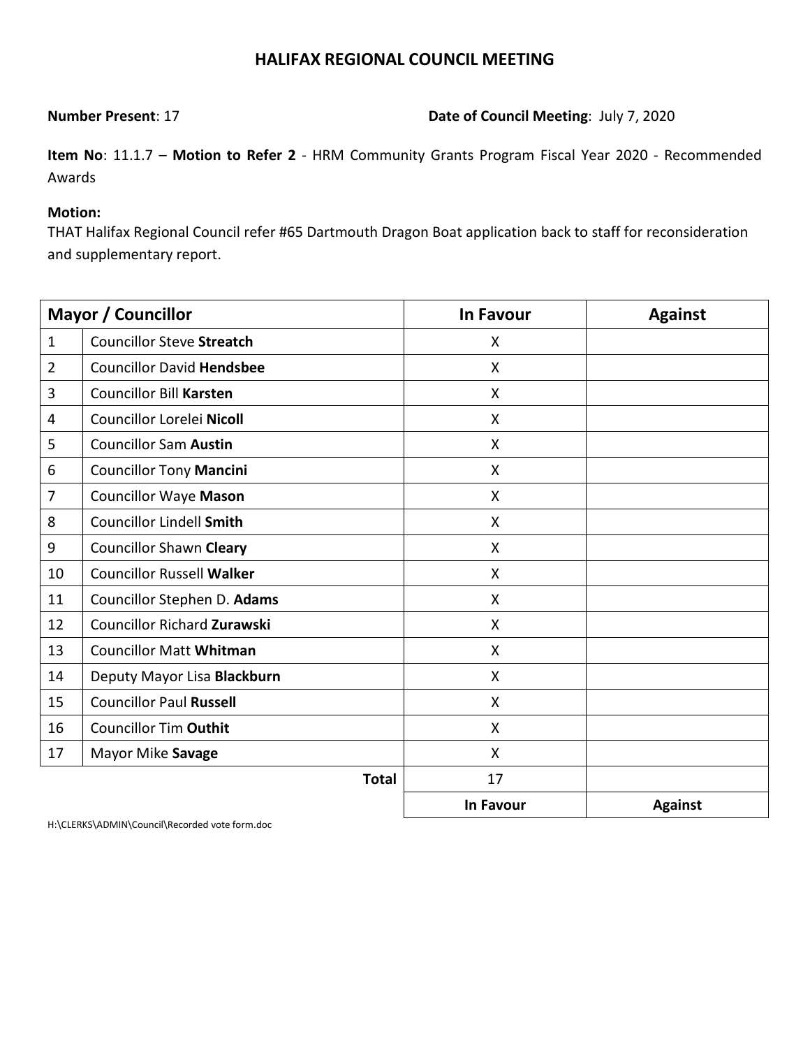# HALIFAX REGIONAL COUNCIL MEETING

**Number Present**: 17 **Date of Council Meeting**: July 7, 2020

**Item No**: 11.1.7 – **Motion to Refer 2** - HRM Community Grants Program Fiscal Year 2020 - Recommended Awards

**Motion:**
THAT Halifax Regional Council refer #65 Dartmouth Dragon Boat application back to staff for reconsideration and supplementary report.

| Mayor / Councillor | | In Favour | Against |
|---|---|---|---|
| 1 | Councillor Steve **Streatch** | X | |
| 2 | Councillor David **Hendsbee** | X | |
| 3 | Councillor Bill **Karsten** | X | |
| 4 | Councillor Lorelei **Nicoll** | X | |
| 5 | Councillor Sam **Austin** | X | |
| 6 | Councillor Tony **Mancini** | X | |
| 7 | Councillor Waye **Mason** | X | |
| 8 | Councillor Lindell **Smith** | X | |
| 9 | Councillor Shawn **Cleary** | X | |
| 10 | Councillor Russell **Walker** | X | |
| 11 | Councillor Stephen D. **Adams** | X | |
| 12 | Councillor Richard **Zurawski** | X | |
| 13 | Councillor Matt **Whitman** | X | |
| 14 | Deputy Mayor Lisa **Blackburn** | X | |
| 15 | Councillor Paul **Russell** | X | |
| 16 | Councillor Tim **Outhit** | X | |
| 17 | Mayor Mike **Savage** | X | |
| | **Total** | 17 | |
| | | **In Favour** | **Against** |

H:\CLERKS\ADMIN\Council\Recorded vote form.doc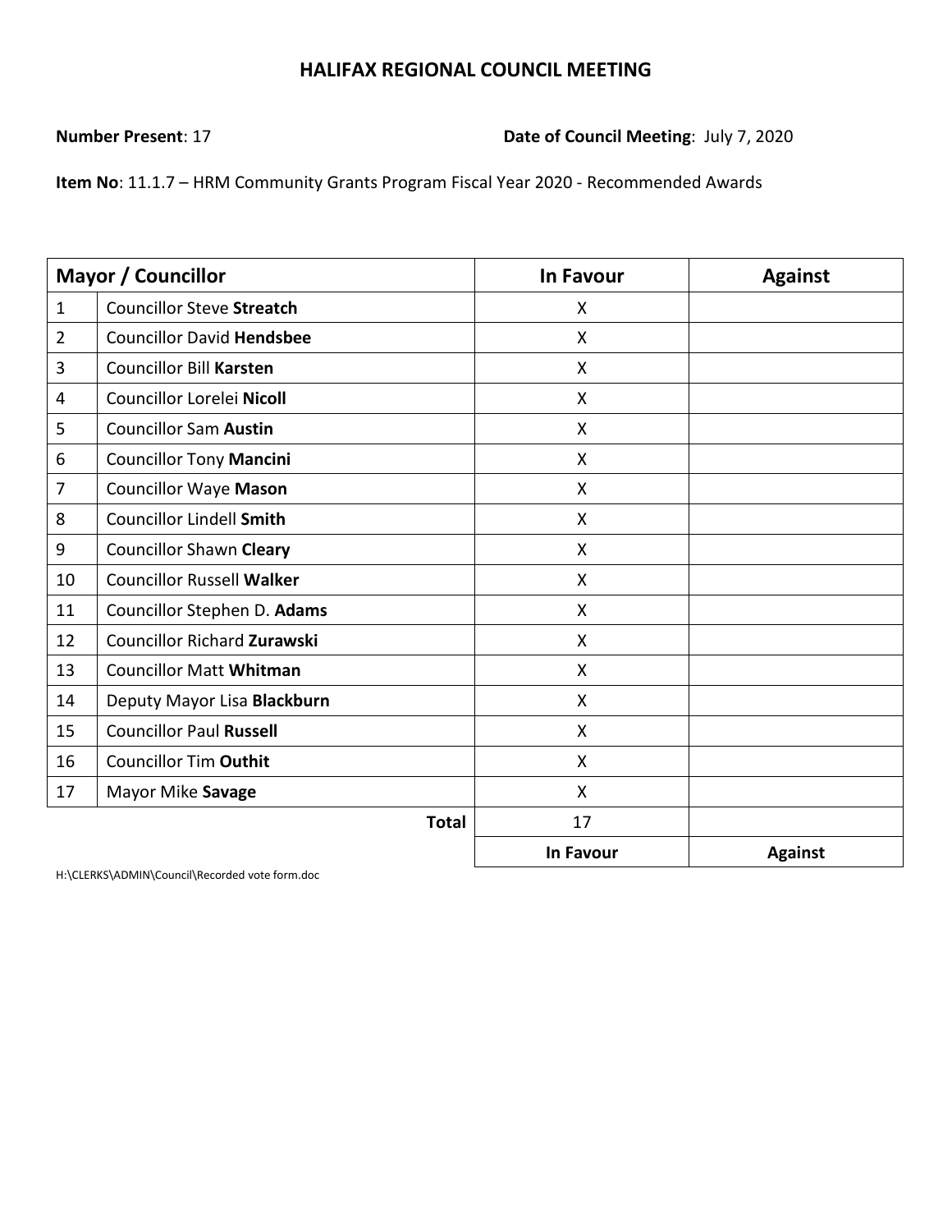## HALIFAX REGIONAL COUNCIL MEETING

**Number Present**: 17

**Date of Council Meeting**: July 7, 2020

**Item No**: 11.1.7 – HRM Community Grants Program Fiscal Year 2020 - Recommended Awards

| Mayor / Councillor | | In Favour | Against |
|---|---|---|---|
| 1 | Councillor Steve **Streatch** | X | |
| 2 | Councillor David **Hendsbee** | X | |
| 3 | Councillor Bill **Karsten** | X | |
| 4 | Councillor Lorelei **Nicoll** | X | |
| 5 | Councillor Sam **Austin** | X | |
| 6 | Councillor Tony **Mancini** | X | |
| 7 | Councillor Waye **Mason** | X | |
| 8 | Councillor Lindell **Smith** | X | |
| 9 | Councillor Shawn **Cleary** | X | |
| 10 | Councillor Russell **Walker** | X | |
| 11 | Councillor Stephen D. **Adams** | X | |
| 12 | Councillor Richard **Zurawski** | X | |
| 13 | Councillor Matt **Whitman** | X | |
| 14 | Deputy Mayor Lisa **Blackburn** | X | |
| 15 | Councillor Paul **Russell** | X | |
| 16 | Councillor Tim **Outhit** | X | |
| 17 | Mayor Mike **Savage** | X | |
| | **Total** | 17 | |
| | | **In Favour** | **Against** |

H:\CLERKS\ADMIN\Council\Recorded vote form.doc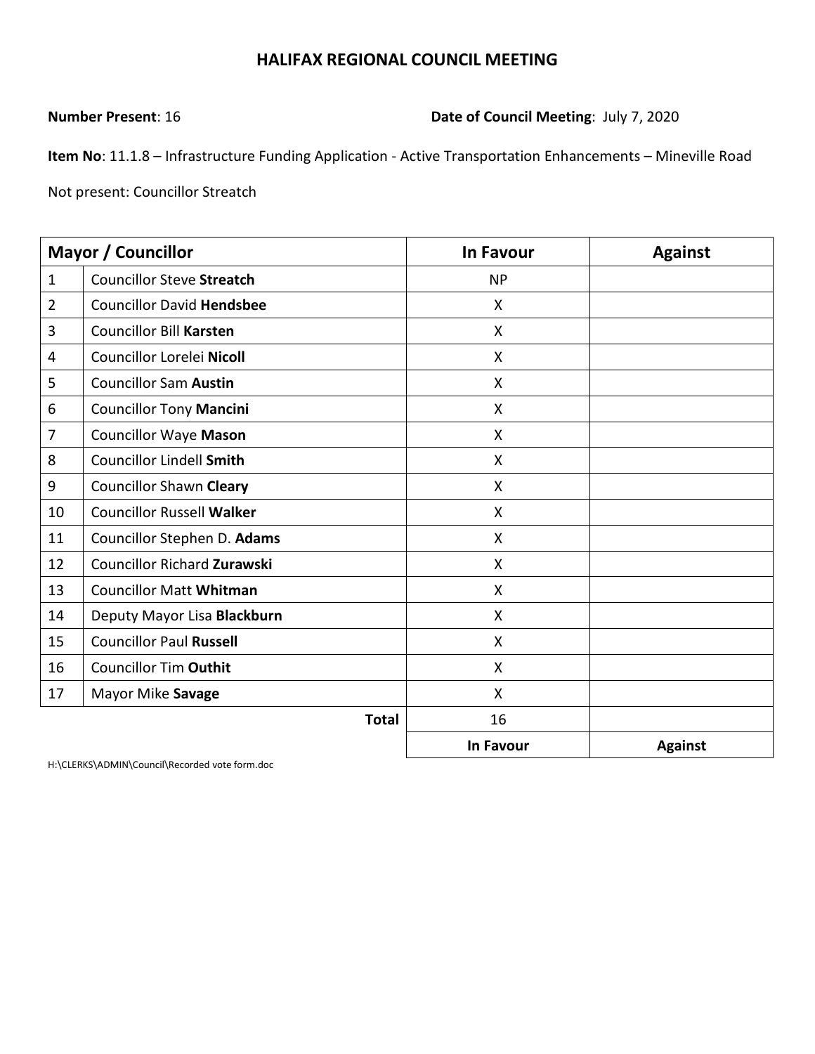# HALIFAX REGIONAL COUNCIL MEETING

**Number Present**: 16 **Date of Council Meeting**: July 7, 2020

**Item No**: 11.1.8 – Infrastructure Funding Application - Active Transportation Enhancements – Mineville Road

Not present: Councillor Streatch

| Mayor / Councillor | | In Favour | Against |
|---|---|---|---|
| 1 | Councillor Steve **Streatch** | NP | |
| 2 | Councillor David **Hendsbee** | X | |
| 3 | Councillor Bill **Karsten** | X | |
| 4 | Councillor Lorelei **Nicoll** | X | |
| 5 | Councillor Sam **Austin** | X | |
| 6 | Councillor Tony **Mancini** | X | |
| 7 | Councillor Waye **Mason** | X | |
| 8 | Councillor Lindell **Smith** | X | |
| 9 | Councillor Shawn **Cleary** | X | |
| 10 | Councillor Russell **Walker** | X | |
| 11 | Councillor Stephen D. **Adams** | X | |
| 12 | Councillor Richard **Zurawski** | X | |
| 13 | Councillor Matt **Whitman** | X | |
| 14 | Deputy Mayor Lisa **Blackburn** | X | |
| 15 | Councillor Paul **Russell** | X | |
| 16 | Councillor Tim **Outhit** | X | |
| 17 | Mayor Mike **Savage** | X | |
| | **Total** | 16 | |
| | | **In Favour** | **Against** |

H:\CLERKS\ADMIN\Council\Recorded vote form.doc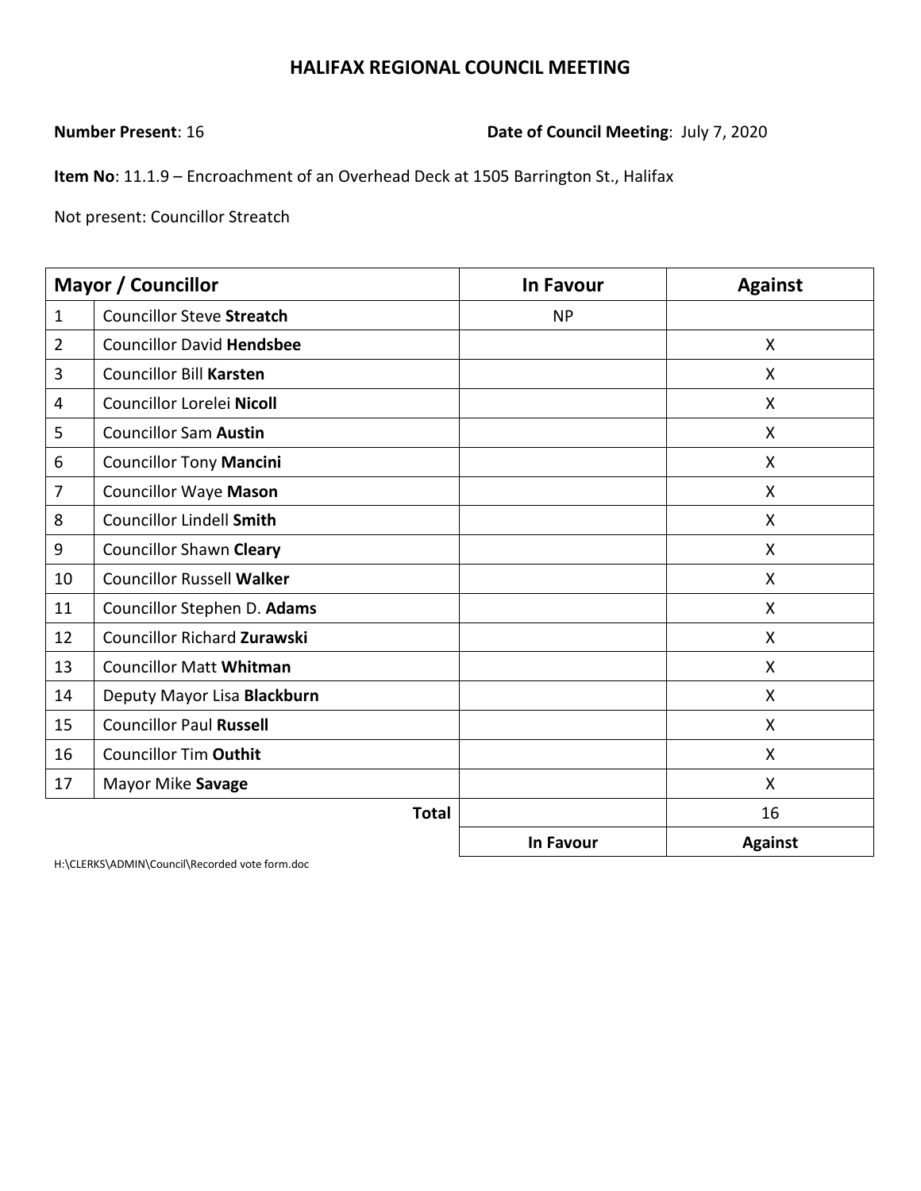# HALIFAX REGIONAL COUNCIL MEETING

**Number Present**: 16 **Date of Council Meeting**: July 7, 2020

**Item No**: 11.1.9 – Encroachment of an Overhead Deck at 1505 Barrington St., Halifax

Not present: Councillor Streatch

| Mayor / Councillor | | In Favour | Against |
|---|---|---|---|
| 1 | Councillor Steve **Streatch** | NP | |
| 2 | Councillor David **Hendsbee** | | X |
| 3 | Councillor Bill **Karsten** | | X |
| 4 | Councillor Lorelei **Nicoll** | | X |
| 5 | Councillor Sam **Austin** | | X |
| 6 | Councillor Tony **Mancini** | | X |
| 7 | Councillor Waye **Mason** | | X |
| 8 | Councillor Lindell **Smith** | | X |
| 9 | Councillor Shawn **Cleary** | | X |
| 10 | Councillor Russell **Walker** | | X |
| 11 | Councillor Stephen D. **Adams** | | X |
| 12 | Councillor Richard **Zurawski** | | X |
| 13 | Councillor Matt **Whitman** | | X |
| 14 | Deputy Mayor Lisa **Blackburn** | | X |
| 15 | Councillor Paul **Russell** | | X |
| 16 | Councillor Tim **Outhit** | | X |
| 17 | Mayor Mike **Savage** | | X |
| | **Total** | | 16 |
| | | **In Favour** | **Against** |

H:\CLERKS\ADMIN\Council\Recorded vote form.doc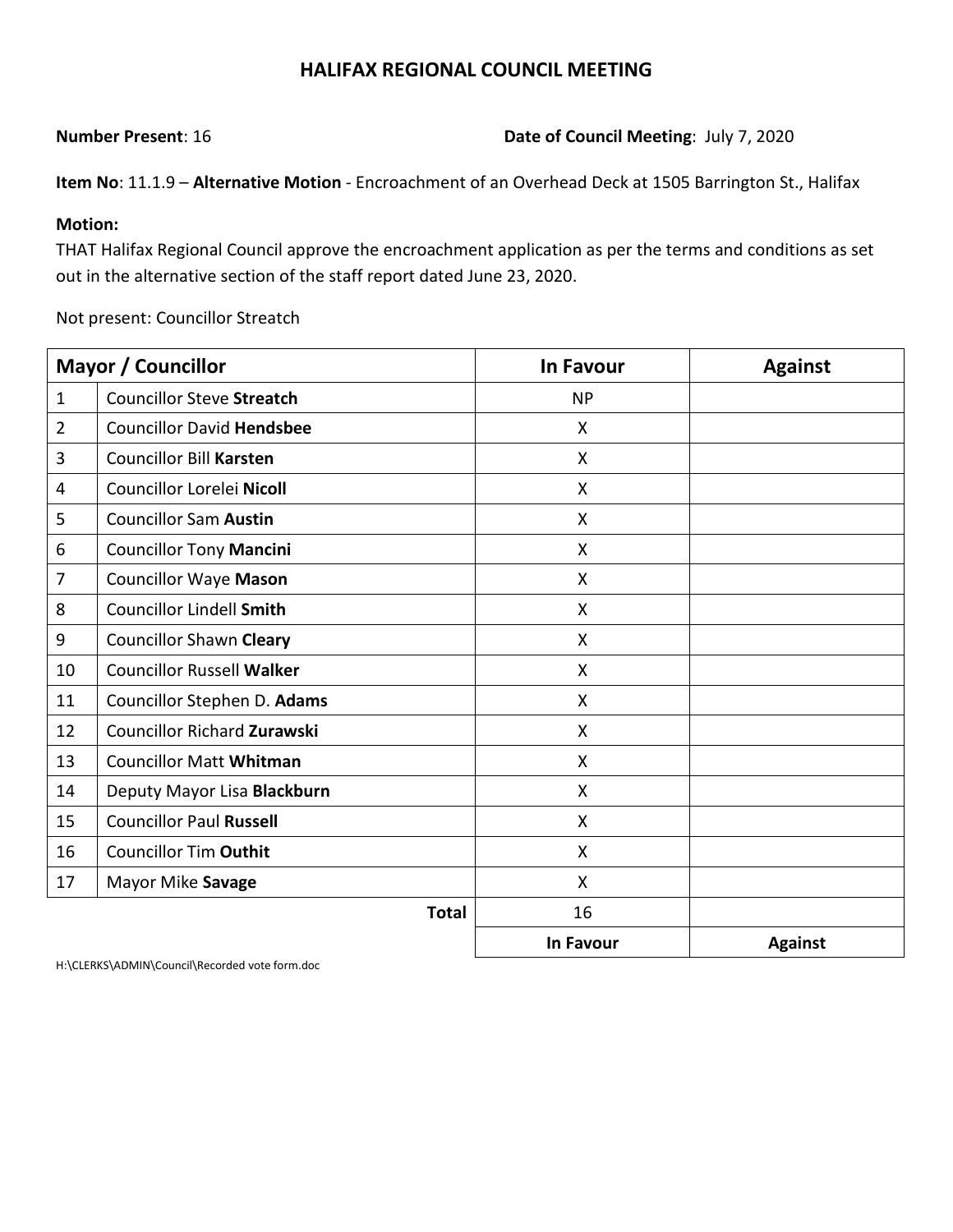# HALIFAX REGIONAL COUNCIL MEETING

**Number Present**: 16 **Date of Council Meeting**: July 7, 2020

**Item No**: 11.1.9 – **Alternative Motion** - Encroachment of an Overhead Deck at 1505 Barrington St., Halifax

**Motion:**

THAT Halifax Regional Council approve the encroachment application as per the terms and conditions as set out in the alternative section of the staff report dated June 23, 2020.

Not present: Councillor Streatch

| Mayor / Councillor | | In Favour | Against |
|---|---|---|---|
| 1 | Councillor Steve **Streatch** | NP | |
| 2 | Councillor David **Hendsbee** | X | |
| 3 | Councillor Bill **Karsten** | X | |
| 4 | Councillor Lorelei **Nicoll** | X | |
| 5 | Councillor Sam **Austin** | X | |
| 6 | Councillor Tony **Mancini** | X | |
| 7 | Councillor Waye **Mason** | X | |
| 8 | Councillor Lindell **Smith** | X | |
| 9 | Councillor Shawn **Cleary** | X | |
| 10 | Councillor Russell **Walker** | X | |
| 11 | Councillor Stephen D. **Adams** | X | |
| 12 | Councillor Richard **Zurawski** | X | |
| 13 | Councillor Matt **Whitman** | X | |
| 14 | Deputy Mayor Lisa **Blackburn** | X | |
| 15 | Councillor Paul **Russell** | X | |
| 16 | Councillor Tim **Outhit** | X | |
| 17 | Mayor Mike **Savage** | X | |
| | **Total** | 16 | |
| | | **In Favour** | **Against** |

H:\CLERKS\ADMIN\Council\Recorded vote form.doc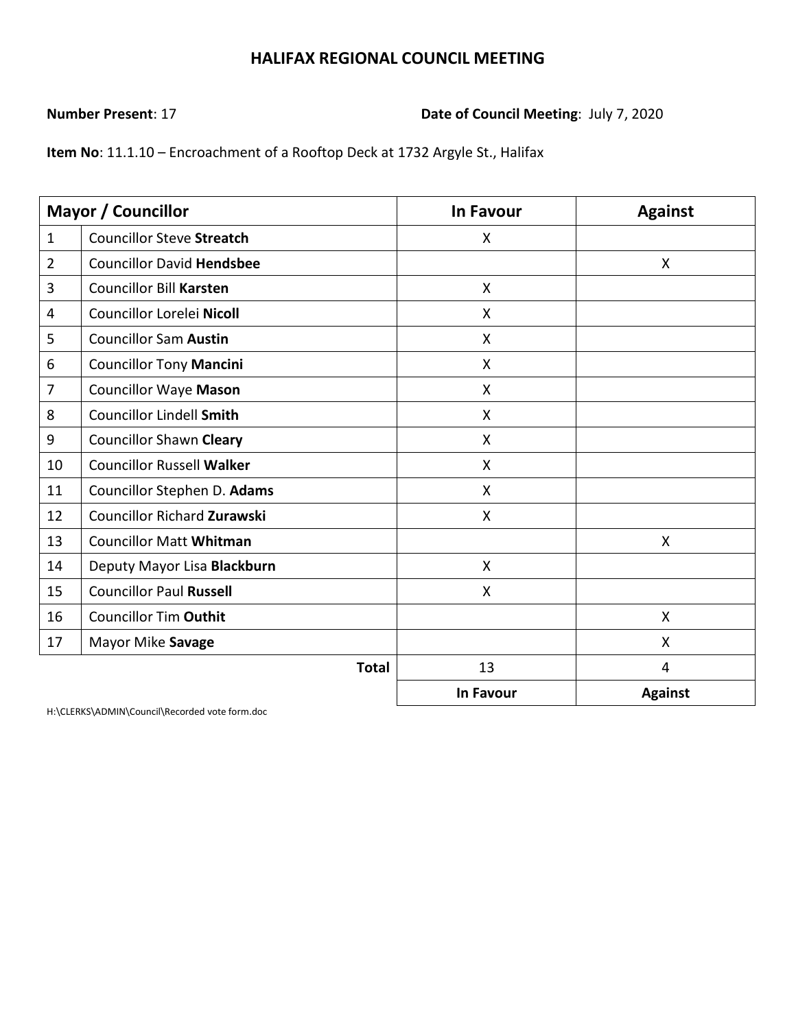# HALIFAX REGIONAL COUNCIL MEETING

**Number Present**: 17 **Date of Council Meeting**: July 7, 2020

**Item No**: 11.1.10 – Encroachment of a Rooftop Deck at 1732 Argyle St., Halifax

| Mayor / Councillor | | In Favour | Against |
|---|---|---|---|
| 1 | Councillor Steve **Streatch** | X | |
| 2 | Councillor David **Hendsbee** | | X |
| 3 | Councillor Bill **Karsten** | X | |
| 4 | Councillor Lorelei **Nicoll** | X | |
| 5 | Councillor Sam **Austin** | X | |
| 6 | Councillor Tony **Mancini** | X | |
| 7 | Councillor Waye **Mason** | X | |
| 8 | Councillor Lindell **Smith** | X | |
| 9 | Councillor Shawn **Cleary** | X | |
| 10 | Councillor Russell **Walker** | X | |
| 11 | Councillor Stephen D. **Adams** | X | |
| 12 | Councillor Richard **Zurawski** | X | |
| 13 | Councillor Matt **Whitman** | | X |
| 14 | Deputy Mayor Lisa **Blackburn** | X | |
| 15 | Councillor Paul **Russell** | X | |
| 16 | Councillor Tim **Outhit** | | X |
| 17 | Mayor Mike **Savage** | | X |
| | **Total** | 13 | 4 |
| | | **In Favour** | **Against** |

H:\CLERKS\ADMIN\Council\Recorded vote form.doc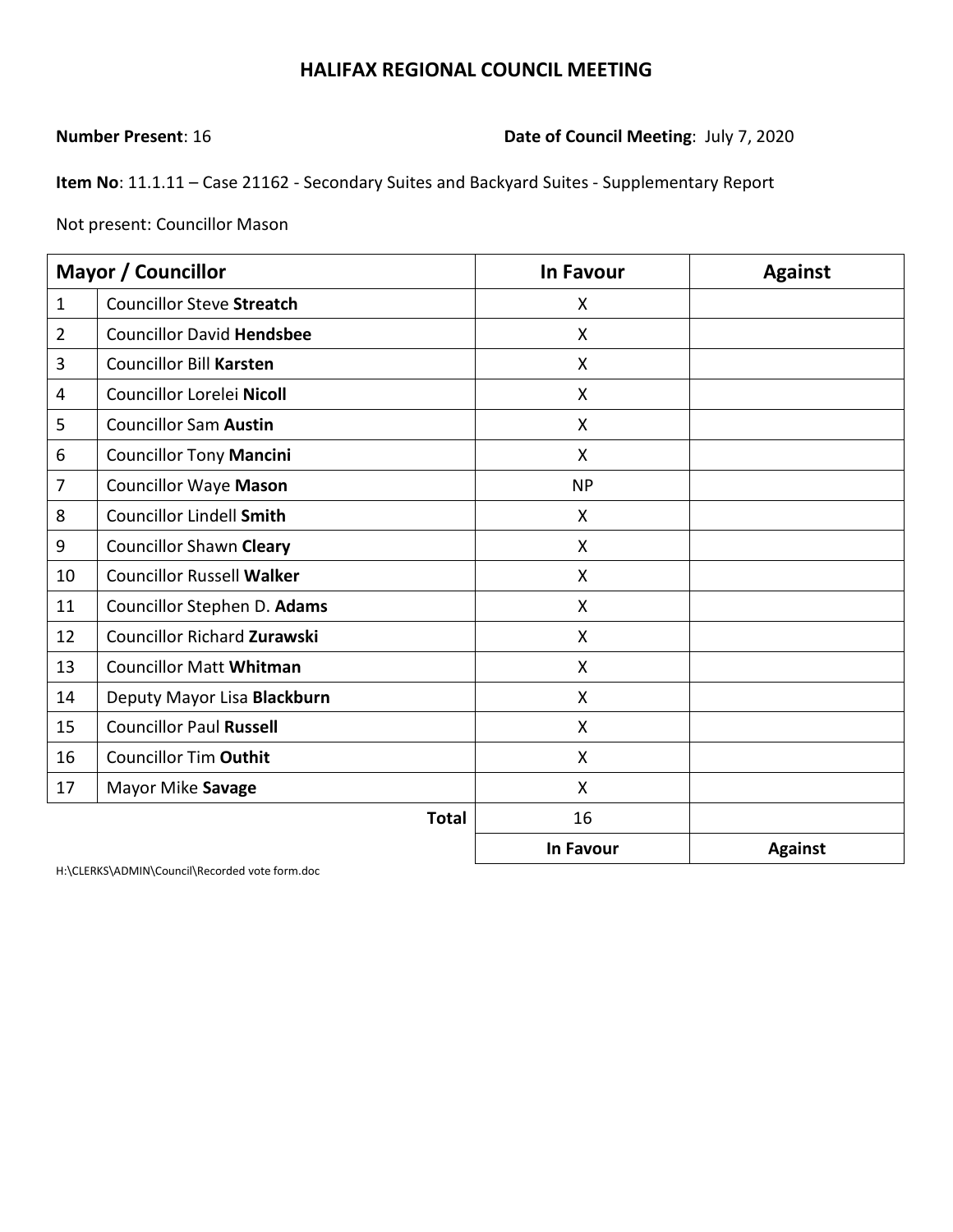# HALIFAX REGIONAL COUNCIL MEETING

**Number Present**: 16 **Date of Council Meeting**: July 7, 2020

**Item No**: 11.1.11 – Case 21162 - Secondary Suites and Backyard Suites - Supplementary Report

Not present: Councillor Mason

| Mayor / Councillor | | In Favour | Against |
|---|---|---|---|
| 1 | Councillor Steve **Streatch** | X | |
| 2 | Councillor David **Hendsbee** | X | |
| 3 | Councillor Bill **Karsten** | X | |
| 4 | Councillor Lorelei **Nicoll** | X | |
| 5 | Councillor Sam **Austin** | X | |
| 6 | Councillor Tony **Mancini** | X | |
| 7 | Councillor Waye **Mason** | NP | |
| 8 | Councillor Lindell **Smith** | X | |
| 9 | Councillor Shawn **Cleary** | X | |
| 10 | Councillor Russell **Walker** | X | |
| 11 | Councillor Stephen D. **Adams** | X | |
| 12 | Councillor Richard **Zurawski** | X | |
| 13 | Councillor Matt **Whitman** | X | |
| 14 | Deputy Mayor Lisa **Blackburn** | X | |
| 15 | Councillor Paul **Russell** | X | |
| 16 | Councillor Tim **Outhit** | X | |
| 17 | Mayor Mike **Savage** | X | |
| | **Total** | 16 | |
| | | **In Favour** | **Against** |

H:\CLERKS\ADMIN\Council\Recorded vote form.doc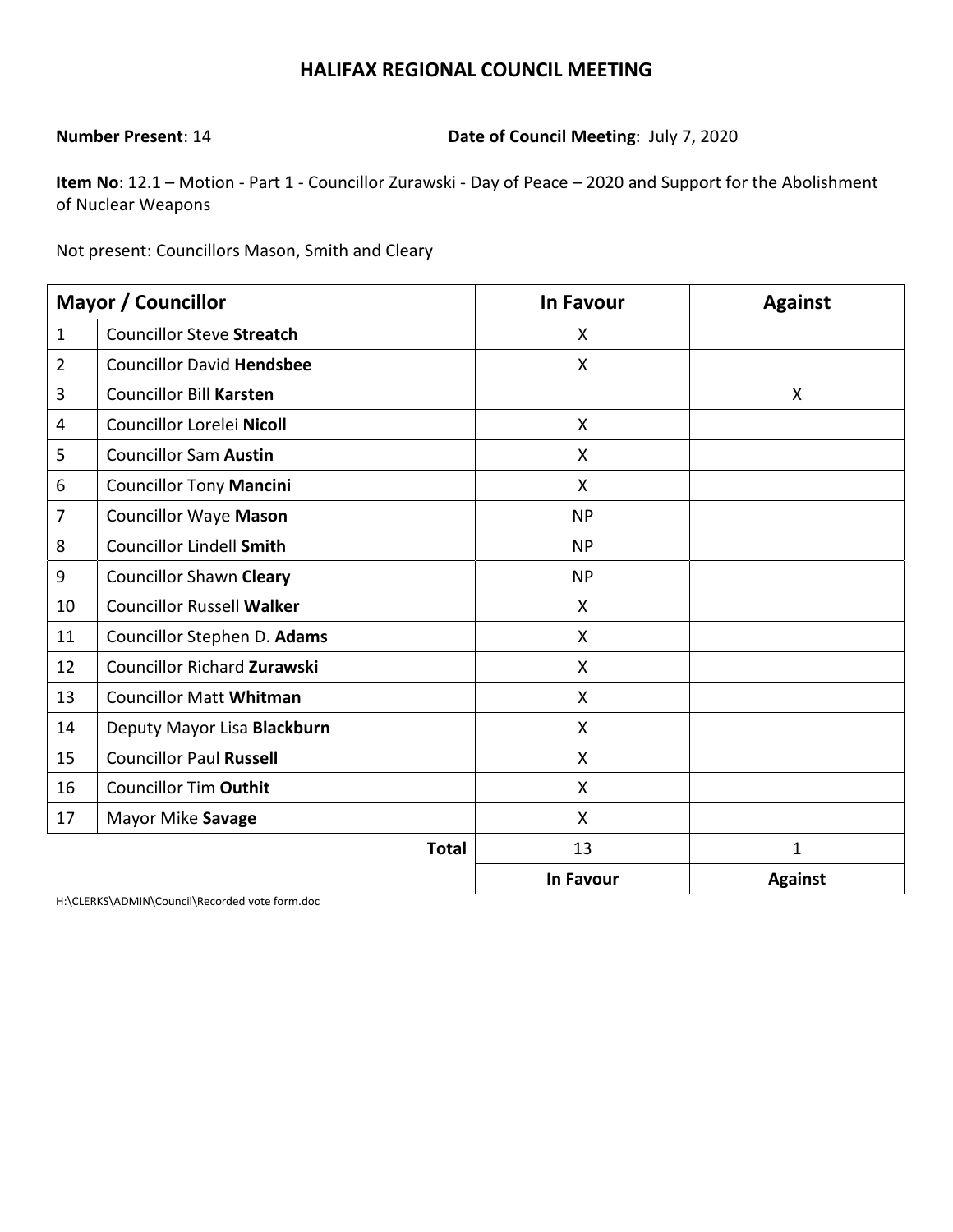# HALIFAX REGIONAL COUNCIL MEETING

**Number Present**: 14 **Date of Council Meeting**: July 7, 2020

**Item No**: 12.1 – Motion - Part 1 - Councillor Zurawski - Day of Peace – 2020 and Support for the Abolishment of Nuclear Weapons

Not present: Councillors Mason, Smith and Cleary

| Mayor / Councillor | | In Favour | Against |
|---|---|---|---|
| 1 | Councillor Steve **Streatch** | X | |
| 2 | Councillor David **Hendsbee** | X | |
| 3 | Councillor Bill **Karsten** | | X |
| 4 | Councillor Lorelei **Nicoll** | X | |
| 5 | Councillor Sam **Austin** | X | |
| 6 | Councillor Tony **Mancini** | X | |
| 7 | Councillor Waye **Mason** | NP | |
| 8 | Councillor Lindell **Smith** | NP | |
| 9 | Councillor Shawn **Cleary** | NP | |
| 10 | Councillor Russell **Walker** | X | |
| 11 | Councillor Stephen D. **Adams** | X | |
| 12 | Councillor Richard **Zurawski** | X | |
| 13 | Councillor Matt **Whitman** | X | |
| 14 | Deputy Mayor Lisa **Blackburn** | X | |
| 15 | Councillor Paul **Russell** | X | |
| 16 | Councillor Tim **Outhit** | X | |
| 17 | Mayor Mike **Savage** | X | |
| | **Total** | 13 | 1 |
| | | **In Favour** | **Against** |

H:\CLERKS\ADMIN\Council\Recorded vote form.doc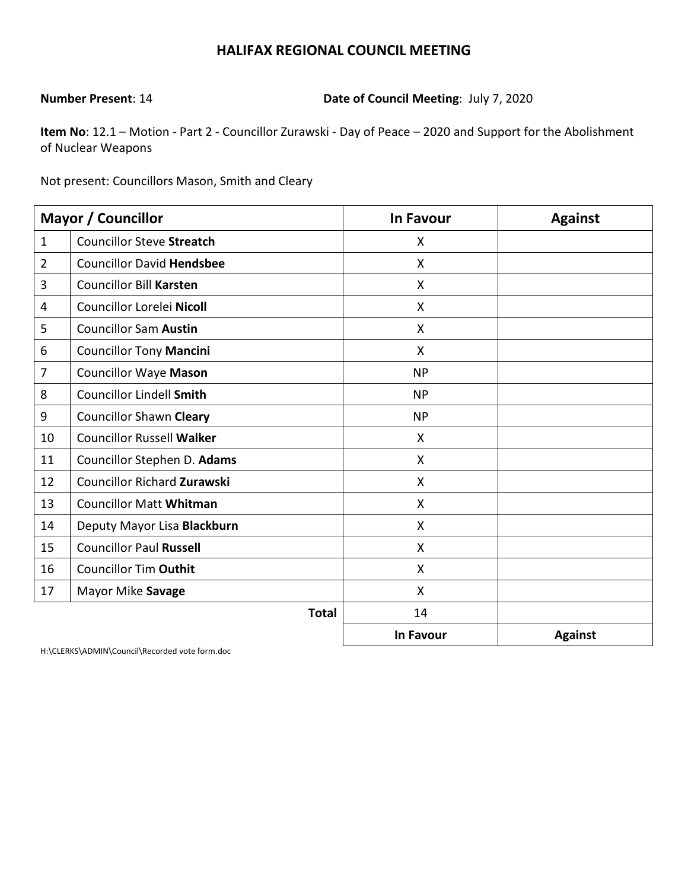# HALIFAX REGIONAL COUNCIL MEETING

**Number Present**: 14 **Date of Council Meeting**: July 7, 2020

**Item No**: 12.1 – Motion - Part 2 - Councillor Zurawski - Day of Peace – 2020 and Support for the Abolishment of Nuclear Weapons

Not present: Councillors Mason, Smith and Cleary

| Mayor / Councillor | | In Favour | Against |
|---|---|---|---|
| 1 | Councillor Steve **Streatch** | X | |
| 2 | Councillor David **Hendsbee** | X | |
| 3 | Councillor Bill **Karsten** | X | |
| 4 | Councillor Lorelei **Nicoll** | X | |
| 5 | Councillor Sam **Austin** | X | |
| 6 | Councillor Tony **Mancini** | X | |
| 7 | Councillor Waye **Mason** | NP | |
| 8 | Councillor Lindell **Smith** | NP | |
| 9 | Councillor Shawn **Cleary** | NP | |
| 10 | Councillor Russell **Walker** | X | |
| 11 | Councillor Stephen D. **Adams** | X | |
| 12 | Councillor Richard **Zurawski** | X | |
| 13 | Councillor Matt **Whitman** | X | |
| 14 | Deputy Mayor Lisa **Blackburn** | X | |
| 15 | Councillor Paul **Russell** | X | |
| 16 | Councillor Tim **Outhit** | X | |
| 17 | Mayor Mike **Savage** | X | |
| | **Total** | 14 | |
| | | **In Favour** | **Against** |

H:\CLERKS\ADMIN\Council\Recorded vote form.doc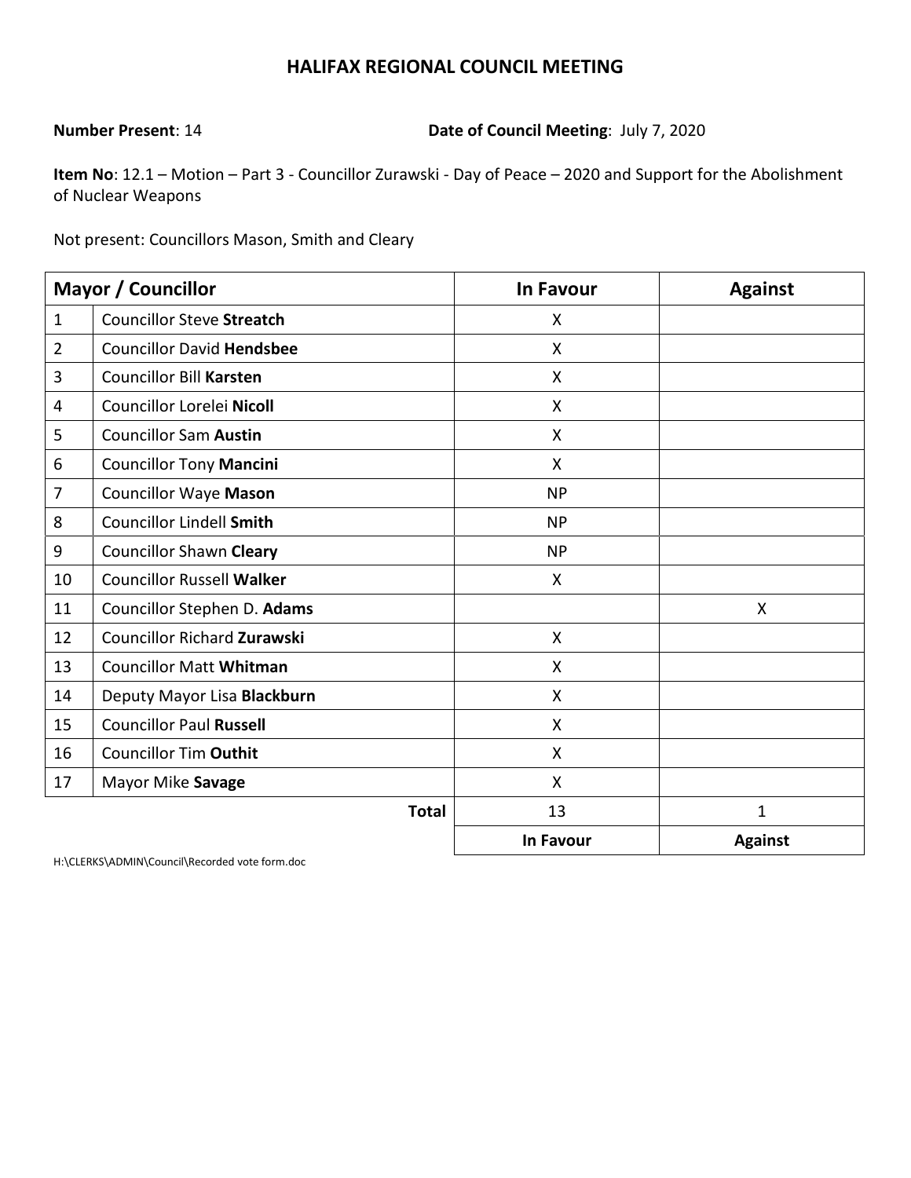# HALIFAX REGIONAL COUNCIL MEETING

**Number Present**: 14 **Date of Council Meeting**: July 7, 2020

**Item No**: 12.1 – Motion – Part 3 - Councillor Zurawski - Day of Peace – 2020 and Support for the Abolishment of Nuclear Weapons

Not present: Councillors Mason, Smith and Cleary

| Mayor / Councillor | | In Favour | Against |
|---|---|---|---|
| 1 | Councillor Steve **Streatch** | X | |
| 2 | Councillor David **Hendsbee** | X | |
| 3 | Councillor Bill **Karsten** | X | |
| 4 | Councillor Lorelei **Nicoll** | X | |
| 5 | Councillor Sam **Austin** | X | |
| 6 | Councillor Tony **Mancini** | X | |
| 7 | Councillor Waye **Mason** | NP | |
| 8 | Councillor Lindell **Smith** | NP | |
| 9 | Councillor Shawn **Cleary** | NP | |
| 10 | Councillor Russell **Walker** | X | |
| 11 | Councillor Stephen D. **Adams** | | X |
| 12 | Councillor Richard **Zurawski** | X | |
| 13 | Councillor Matt **Whitman** | X | |
| 14 | Deputy Mayor Lisa **Blackburn** | X | |
| 15 | Councillor Paul **Russell** | X | |
| 16 | Councillor Tim **Outhit** | X | |
| 17 | Mayor Mike **Savage** | X | |
| | **Total** | 13 | 1 |
| | | **In Favour** | **Against** |

H:\CLERKS\ADMIN\Council\Recorded vote form.doc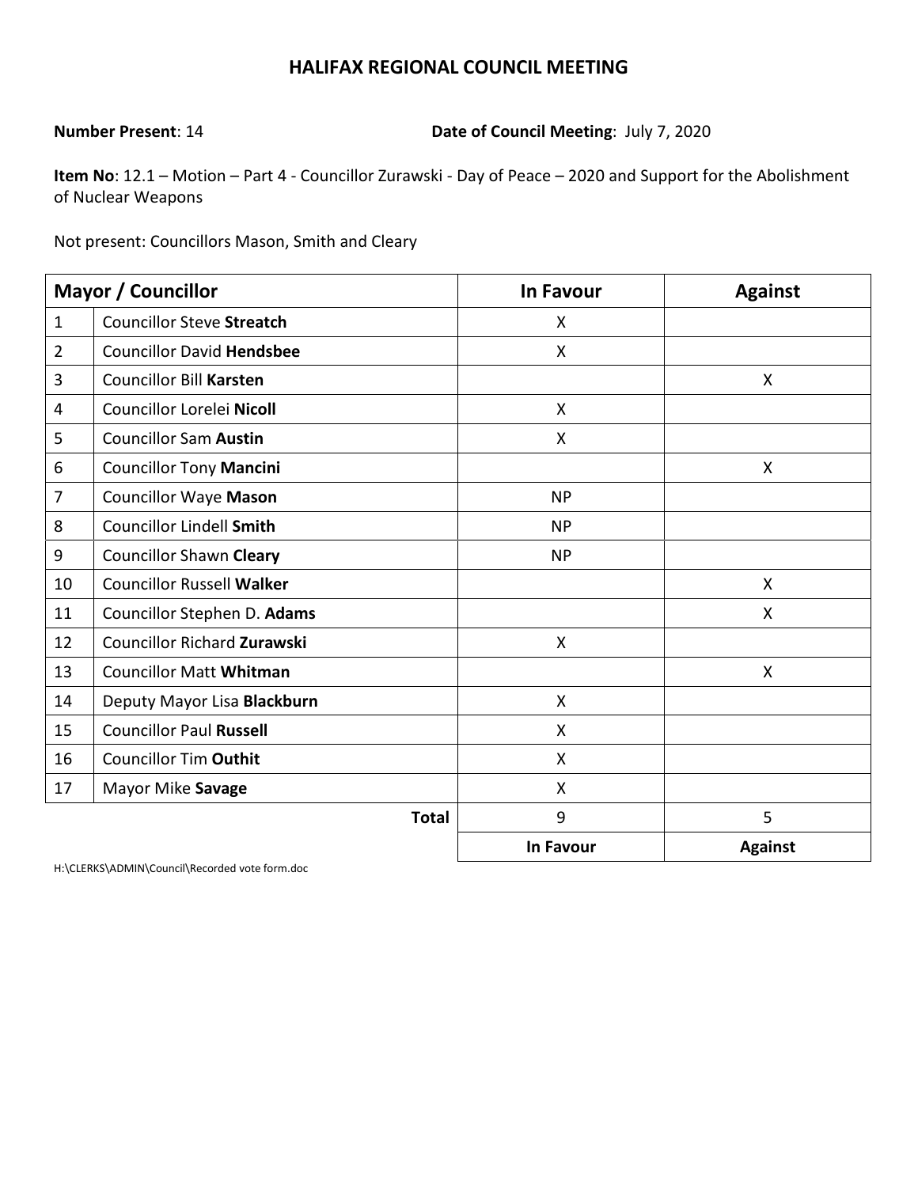# HALIFAX REGIONAL COUNCIL MEETING

**Number Present**: 14 **Date of Council Meeting**: July 7, 2020

**Item No**: 12.1 – Motion – Part 4 - Councillor Zurawski - Day of Peace – 2020 and Support for the Abolishment of Nuclear Weapons

Not present: Councillors Mason, Smith and Cleary

| Mayor / Councillor | | In Favour | Against |
|---|---|---|---|
| 1 | Councillor Steve **Streatch** | X | |
| 2 | Councillor David **Hendsbee** | X | |
| 3 | Councillor Bill **Karsten** | | X |
| 4 | Councillor Lorelei **Nicoll** | X | |
| 5 | Councillor Sam **Austin** | X | |
| 6 | Councillor Tony **Mancini** | | X |
| 7 | Councillor Waye **Mason** | NP | |
| 8 | Councillor Lindell **Smith** | NP | |
| 9 | Councillor Shawn **Cleary** | NP | |
| 10 | Councillor Russell **Walker** | | X |
| 11 | Councillor Stephen D. **Adams** | | X |
| 12 | Councillor Richard **Zurawski** | X | |
| 13 | Councillor Matt **Whitman** | | X |
| 14 | Deputy Mayor Lisa **Blackburn** | X | |
| 15 | Councillor Paul **Russell** | X | |
| 16 | Councillor Tim **Outhit** | X | |
| 17 | Mayor Mike **Savage** | X | |
| | **Total** | 9 | 5 |
| | | **In Favour** | **Against** |

H:\CLERKS\ADMIN\Council\Recorded vote form.doc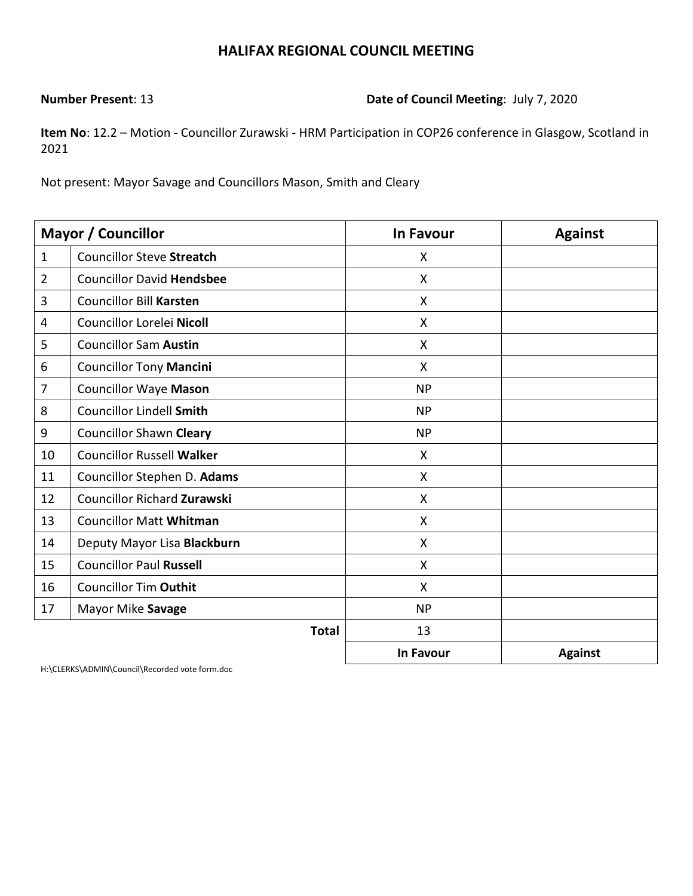## HALIFAX REGIONAL COUNCIL MEETING

**Number Present**: 13 **Date of Council Meeting**: July 7, 2020

**Item No**: 12.2 – Motion - Councillor Zurawski - HRM Participation in COP26 conference in Glasgow, Scotland in 2021

Not present: Mayor Savage and Councillors Mason, Smith and Cleary

| Mayor / Councillor | | In Favour | Against |
|---|---|---|---|
| 1 | Councillor Steve **Streatch** | X | |
| 2 | Councillor David **Hendsbee** | X | |
| 3 | Councillor Bill **Karsten** | X | |
| 4 | Councillor Lorelei **Nicoll** | X | |
| 5 | Councillor Sam **Austin** | X | |
| 6 | Councillor Tony **Mancini** | X | |
| 7 | Councillor Waye **Mason** | NP | |
| 8 | Councillor Lindell **Smith** | NP | |
| 9 | Councillor Shawn **Cleary** | NP | |
| 10 | Councillor Russell **Walker** | X | |
| 11 | Councillor Stephen D. **Adams** | X | |
| 12 | Councillor Richard **Zurawski** | X | |
| 13 | Councillor Matt **Whitman** | X | |
| 14 | Deputy Mayor Lisa **Blackburn** | X | |
| 15 | Councillor Paul **Russell** | X | |
| 16 | Councillor Tim **Outhit** | X | |
| 17 | Mayor Mike **Savage** | NP | |
| | **Total** | 13 | |
| | | **In Favour** | **Against** |

H:\CLERKS\ADMIN\Council\Recorded vote form.doc